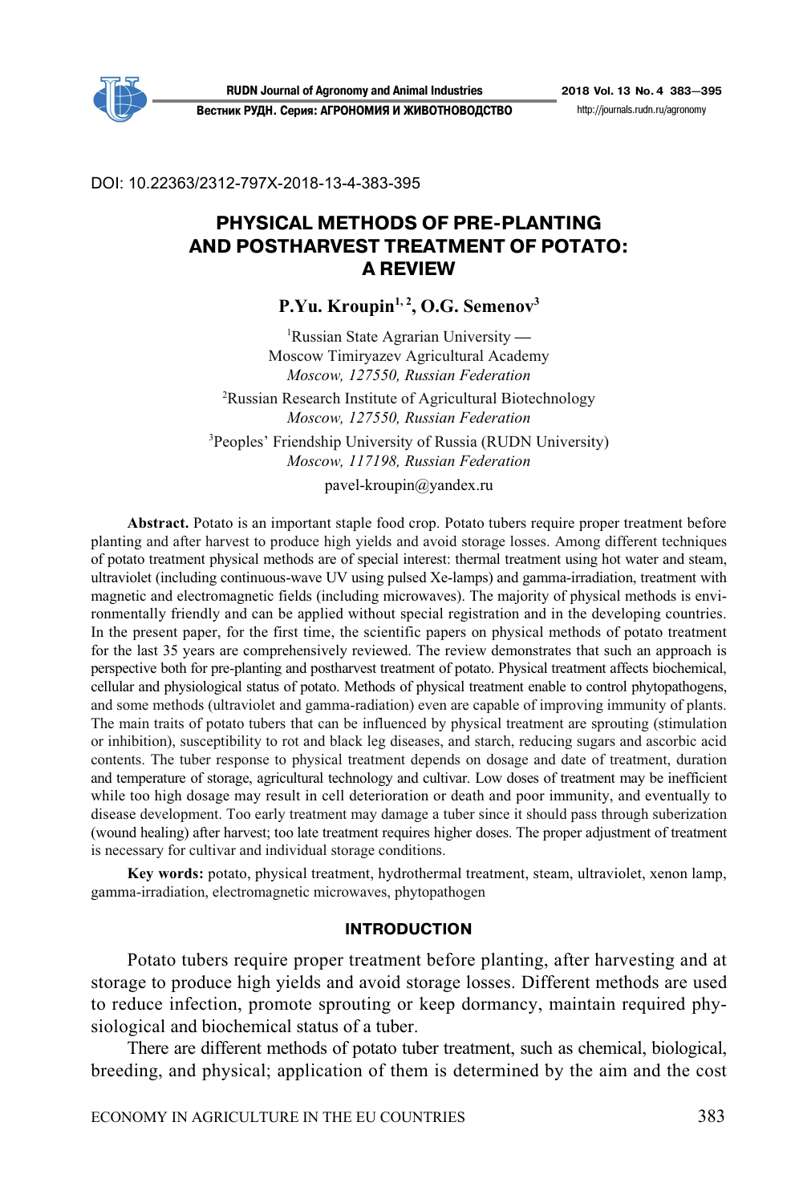DOI: 10.22363/2312-797X-2018-13-4-383-395

# PHYSICAL METHODS OF PRE-PLANTING AND POSTHARVEST TREATMENT OF POTATO: A REVIEW

**P.Yu. Kroupin[1, 2], O.G. Semenov[3]**

[1]Russian State Agrarian University — Moscow Timiryazev Agricultural Academy
*Moscow, 127550, Russian Federation*

[2]Russian Research Institute of Agricultural Biotechnology
*Moscow, 127550, Russian Federation*

[3]Peoples' Friendship University of Russia (RUDN University)
*Moscow, 117198, Russian Federation*

pavel-kroupin@yandex.ru

**Abstract.** Potato is an important staple food crop. Potato tubers require proper treatment before planting and after harvest to produce high yields and avoid storage losses. Among different techniques of potato treatment physical methods are of special interest: thermal treatment using hot water and steam, ultraviolet (including continuous-wave UV using pulsed Xe-lamps) and gamma-irradiation, treatment with magnetic and electromagnetic fields (including microwaves). The majority of physical methods is environmentally friendly and can be applied without special registration and in the developing countries. In the present paper, for the first time, the scientific papers on physical methods of potato treatment for the last 35 years are comprehensively reviewed. The review demonstrates that such an approach is perspective both for pre-planting and postharvest treatment of potato. Physical treatment affects biochemical, cellular and physiological status of potato. Methods of physical treatment enable to control phytopathogens, and some methods (ultraviolet and gamma-radiation) even are capable of improving immunity of plants. The main traits of potato tubers that can be influenced by physical treatment are sprouting (stimulation or inhibition), susceptibility to rot and black leg diseases, and starch, reducing sugars and ascorbic acid contents. The tuber response to physical treatment depends on dosage and date of treatment, duration and temperature of storage, agricultural technology and cultivar. Low doses of treatment may be inefficient while too high dosage may result in cell deterioration or death and poor immunity, and eventually to disease development. Too early treatment may damage a tuber since it should pass through suberization (wound healing) after harvest; too late treatment requires higher doses. The proper adjustment of treatment is necessary for cultivar and individual storage conditions.

**Key words:** potato, physical treatment, hydrothermal treatment, steam, ultraviolet, xenon lamp, gamma-irradiation, electromagnetic microwaves, phytopathogen

## INTRODUCTION

Potato tubers require proper treatment before planting, after harvesting and at storage to produce high yields and avoid storage losses. Different methods are used to reduce infection, promote sprouting or keep dormancy, maintain required physiological and biochemical status of a tuber.

There are different methods of potato tuber treatment, such as chemical, biological, breeding, and physical; application of them is determined by the aim and the cost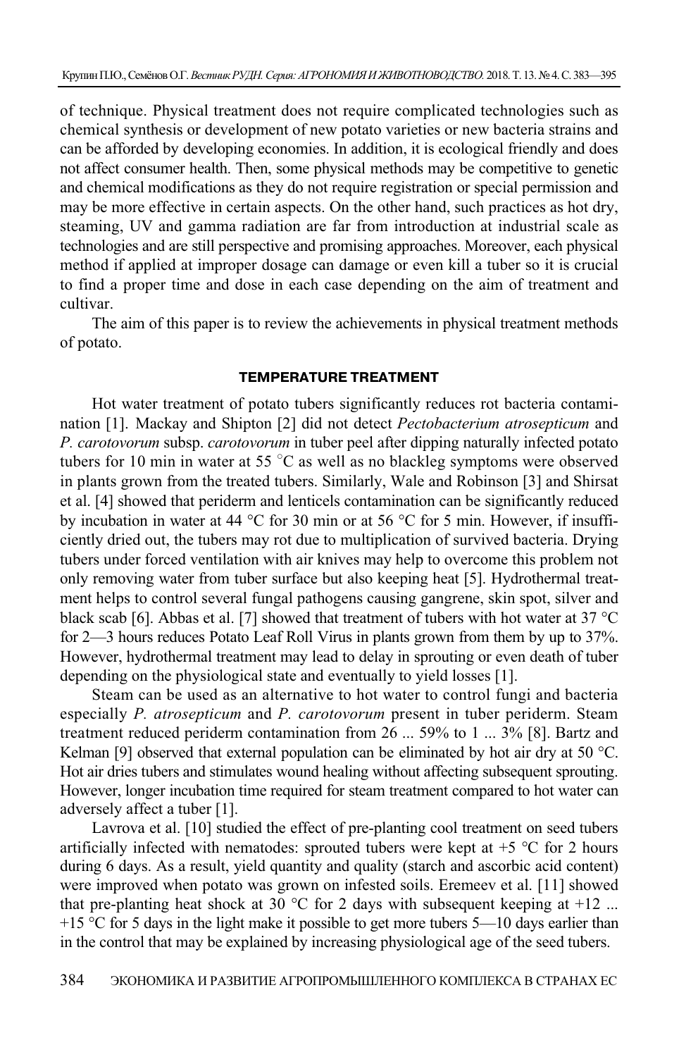of technique. Physical treatment does not require complicated technologies such as chemical synthesis or development of new potato varieties or new bacteria strains and can be afforded by developing economies. In addition, it is ecological friendly and does not affect consumer health. Then, some physical methods may be competitive to genetic and chemical modifications as they do not require registration or special permission and may be more effective in certain aspects. On the other hand, such practices as hot dry, steaming, UV and gamma radiation are far from introduction at industrial scale as technologies and are still perspective and promising approaches. Moreover, each physical method if applied at improper dosage can damage or even kill a tuber so it is crucial to find a proper time and dose in each case depending on the aim of treatment and cultivar.

The aim of this paper is to review the achievements in physical treatment methods of potato.

## TEMPERATURE TREATMENT

Hot water treatment of potato tubers significantly reduces rot bacteria contamination [1]. Mackay and Shipton [2] did not detect *Pectobacterium atrosepticum* and *P. carotovorum* subsp. *carotovorum* in tuber peel after dipping naturally infected potato tubers for 10 min in water at 55 °C as well as no blackleg symptoms were observed in plants grown from the treated tubers. Similarly, Wale and Robinson [3] and Shirsat et al. [4] showed that periderm and lenticels contamination can be significantly reduced by incubation in water at 44 °C for 30 min or at 56 °C for 5 min. However, if insufficiently dried out, the tubers may rot due to multiplication of survived bacteria. Drying tubers under forced ventilation with air knives may help to overcome this problem not only removing water from tuber surface but also keeping heat [5]. Hydrothermal treatment helps to control several fungal pathogens causing gangrene, skin spot, silver and black scab [6]. Abbas et al. [7] showed that treatment of tubers with hot water at 37 °C for 2—3 hours reduces Potato Leaf Roll Virus in plants grown from them by up to 37%. However, hydrothermal treatment may lead to delay in sprouting or even death of tuber depending on the physiological state and eventually to yield losses [1].

Steam can be used as an alternative to hot water to control fungi and bacteria especially *P. atrosepticum* and *P. carotovorum* present in tuber periderm. Steam treatment reduced periderm contamination from 26 ... 59% to 1 ... 3% [8]. Bartz and Kelman [9] observed that external population can be eliminated by hot air dry at 50 °C. Hot air dries tubers and stimulates wound healing without affecting subsequent sprouting. However, longer incubation time required for steam treatment compared to hot water can adversely affect a tuber [1].

Lavrova et al. [10] studied the effect of pre-planting cool treatment on seed tubers artificially infected with nematodes: sprouted tubers were kept at +5 °C for 2 hours during 6 days. As a result, yield quantity and quality (starch and ascorbic acid content) were improved when potato was grown on infested soils. Eremeev et al. [11] showed that pre-planting heat shock at 30 °C for 2 days with subsequent keeping at +12 ... +15 °C for 5 days in the light make it possible to get more tubers 5—10 days earlier than in the control that may be explained by increasing physiological age of the seed tubers.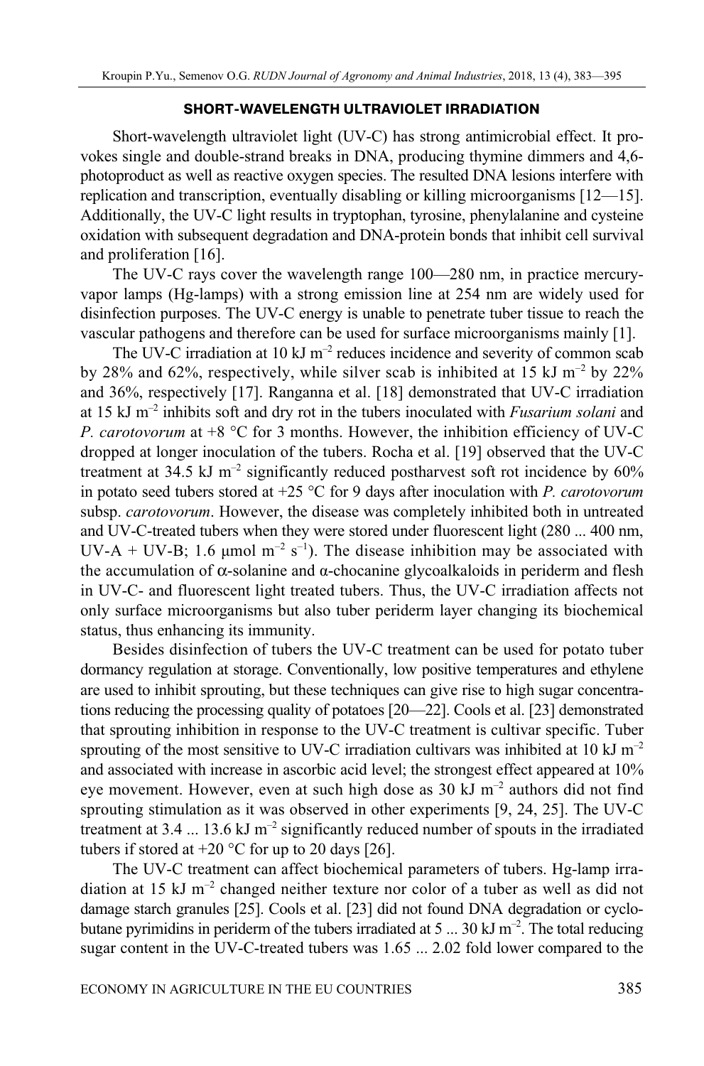## SHORT-WAVELENGTH ULTRAVIOLET IRRADIATION

Short-wavelength ultraviolet light (UV-C) has strong antimicrobial effect. It provokes single and double-strand breaks in DNA, producing thymine dimmers and 4,6-photoproduct as well as reactive oxygen species. The resulted DNA lesions interfere with replication and transcription, eventually disabling or killing microorganisms [12—15]. Additionally, the UV-C light results in tryptophan, tyrosine, phenylalanine and cysteine oxidation with subsequent degradation and DNA-protein bonds that inhibit cell survival and proliferation [16].

The UV-C rays cover the wavelength range 100—280 nm, in practice mercury-vapor lamps (Hg-lamps) with a strong emission line at 254 nm are widely used for disinfection purposes. The UV-C energy is unable to penetrate tuber tissue to reach the vascular pathogens and therefore can be used for surface microorganisms mainly [1].

The UV-C irradiation at 10 kJ $m^{-2}$ reduces incidence and severity of common scab by 28% and 62%, respectively, while silver scab is inhibited at 15 kJ $m^{-2}$ by 22% and 36%, respectively [17]. Ranganna et al. [18] demonstrated that UV-C irradiation at 15 kJ $m^{-2}$ inhibits soft and dry rot in the tubers inoculated with *Fusarium solani* and *P. carotovorum* at +8 °C for 3 months. However, the inhibition efficiency of UV-C dropped at longer inoculation of the tubers. Rocha et al. [19] observed that the UV-C treatment at 34.5 kJ $m^{-2}$ significantly reduced postharvest soft rot incidence by 60% in potato seed tubers stored at +25 °C for 9 days after inoculation with *P. carotovorum* subsp. *carotovorum*. However, the disease was completely inhibited both in untreated and UV-C-treated tubers when they were stored under fluorescent light (280 ... 400 nm, UV-A + UV-B; 1.6 μmol $m^{-2}$ $s^{-1}$). The disease inhibition may be associated with the accumulation of α-solanine and α-chocanine glycoalkaloids in periderm and flesh in UV-C- and fluorescent light treated tubers. Thus, the UV-C irradiation affects not only surface microorganisms but also tuber periderm layer changing its biochemical status, thus enhancing its immunity.

Besides disinfection of tubers the UV-C treatment can be used for potato tuber dormancy regulation at storage. Conventionally, low positive temperatures and ethylene are used to inhibit sprouting, but these techniques can give rise to high sugar concentrations reducing the processing quality of potatoes [20—22]. Cools et al. [23] demonstrated that sprouting inhibition in response to the UV-C treatment is cultivar specific. Tuber sprouting of the most sensitive to UV-C irradiation cultivars was inhibited at 10 kJ $m^{-2}$ and associated with increase in ascorbic acid level; the strongest effect appeared at 10% eye movement. However, even at such high dose as 30 kJ $m^{-2}$ authors did not find sprouting stimulation as it was observed in other experiments [9, 24, 25]. The UV-C treatment at 3.4 ... 13.6 kJ $m^{-2}$ significantly reduced number of spouts in the irradiated tubers if stored at +20 °C for up to 20 days [26].

The UV-C treatment can affect biochemical parameters of tubers. Hg-lamp irradiation at 15 kJ $m^{-2}$ changed neither texture nor color of a tuber as well as did not damage starch granules [25]. Cools et al. [23] did not found DNA degradation or cyclobutane pyrimidins in periderm of the tubers irradiated at 5 ... 30 kJ $m^{-2}$. The total reducing sugar content in the UV-C-treated tubers was 1.65 ... 2.02 fold lower compared to the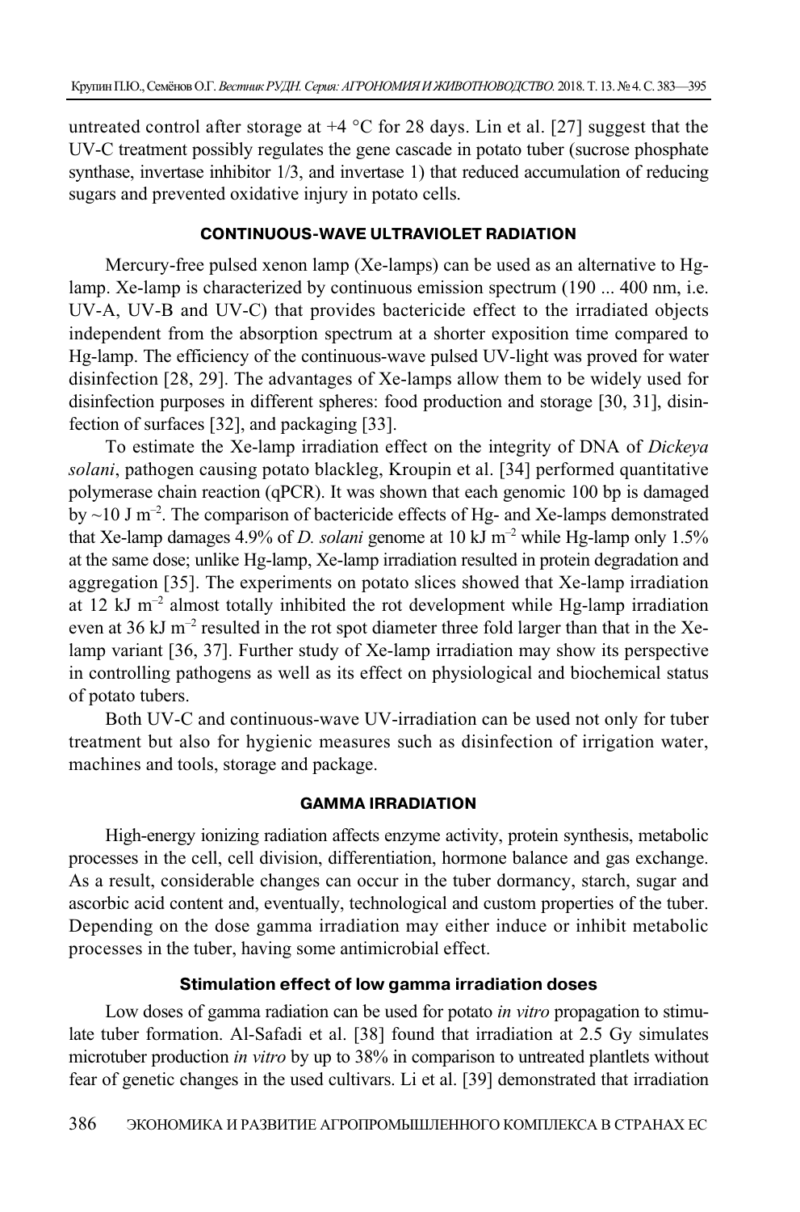untreated control after storage at +4 °C for 28 days. Lin et al. [27] suggest that the UV-C treatment possibly regulates the gene cascade in potato tuber (sucrose phosphate synthase, invertase inhibitor 1/3, and invertase 1) that reduced accumulation of reducing sugars and prevented oxidative injury in potato cells.

## CONTINUOUS-WAVE ULTRAVIOLET RADIATION

Mercury-free pulsed xenon lamp (Xe-lamps) can be used as an alternative to Hg-lamp. Xe-lamp is characterized by continuous emission spectrum (190 ... 400 nm, i.e. UV-A, UV-B and UV-C) that provides bactericide effect to the irradiated objects independent from the absorption spectrum at a shorter exposition time compared to Hg-lamp. The efficiency of the continuous-wave pulsed UV-light was proved for water disinfection [28, 29]. The advantages of Xe-lamps allow them to be widely used for disinfection purposes in different spheres: food production and storage [30, 31], disinfection of surfaces [32], and packaging [33].

To estimate the Xe-lamp irradiation effect on the integrity of DNA of *Dickeya solani*, pathogen causing potato blackleg, Kroupin et al. [34] performed quantitative polymerase chain reaction (qPCR). It was shown that each genomic 100 bp is damaged by ~10 J $m^{-2}$. The comparison of bactericide effects of Hg- and Xe-lamps demonstrated that Xe-lamp damages 4.9% of *D. solani* genome at 10 kJ $m^{-2}$ while Hg-lamp only 1.5% at the same dose; unlike Hg-lamp, Xe-lamp irradiation resulted in protein degradation and aggregation [35]. The experiments on potato slices showed that Xe-lamp irradiation at 12 kJ $m^{-2}$ almost totally inhibited the rot development while Hg-lamp irradiation even at 36 kJ $m^{-2}$ resulted in the rot spot diameter three fold larger than that in the Xe-lamp variant [36, 37]. Further study of Xe-lamp irradiation may show its perspective in controlling pathogens as well as its effect on physiological and biochemical status of potato tubers.

Both UV-C and continuous-wave UV-irradiation can be used not only for tuber treatment but also for hygienic measures such as disinfection of irrigation water, machines and tools, storage and package.

## GAMMA IRRADIATION

High-energy ionizing radiation affects enzyme activity, protein synthesis, metabolic processes in the cell, cell division, differentiation, hormone balance and gas exchange. As a result, considerable changes can occur in the tuber dormancy, starch, sugar and ascorbic acid content and, eventually, technological and custom properties of the tuber. Depending on the dose gamma irradiation may either induce or inhibit metabolic processes in the tuber, having some antimicrobial effect.

### Stimulation effect of low gamma irradiation doses

Low doses of gamma radiation can be used for potato *in vitro* propagation to stimulate tuber formation. Al-Safadi et al. [38] found that irradiation at 2.5 Gy simulates microtuber production *in vitro* by up to 38% in comparison to untreated plantlets without fear of genetic changes in the used cultivars. Li et al. [39] demonstrated that irradiation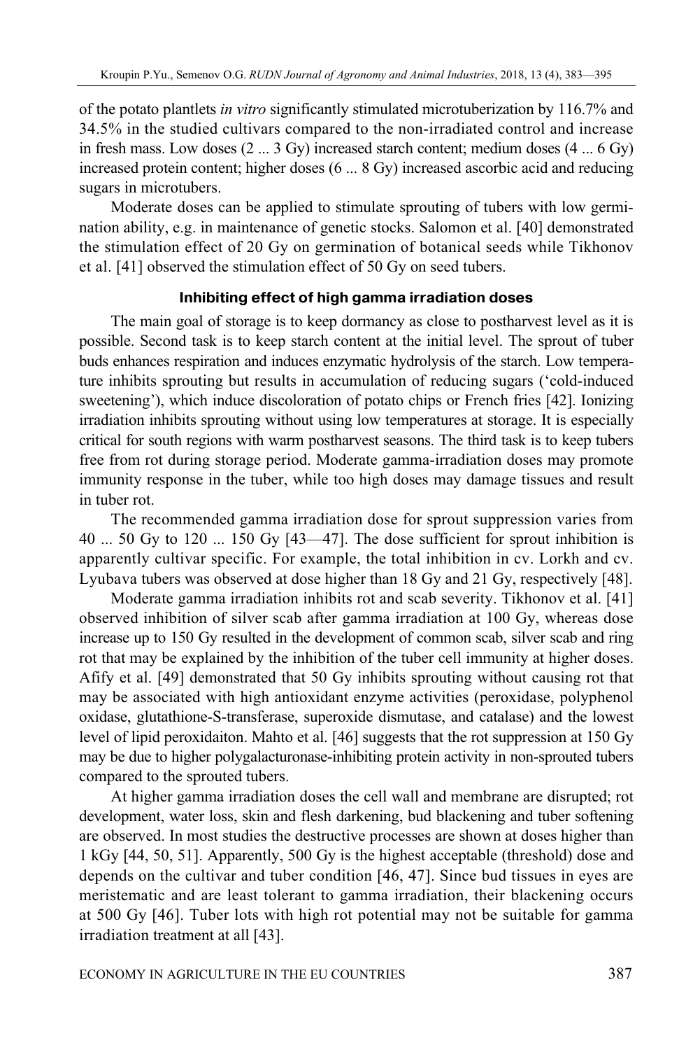of the potato plantlets *in vitro* significantly stimulated microtuberization by 116.7% and 34.5% in the studied cultivars compared to the non-irradiated control and increase in fresh mass. Low doses (2 ... 3 Gy) increased starch content; medium doses (4 ... 6 Gy) increased protein content; higher doses (6 ... 8 Gy) increased ascorbic acid and reducing sugars in microtubers.

Moderate doses can be applied to stimulate sprouting of tubers with low germination ability, e.g. in maintenance of genetic stocks. Salomon et al. [40] demonstrated the stimulation effect of 20 Gy on germination of botanical seeds while Tikhonov et al. [41] observed the stimulation effect of 50 Gy on seed tubers.

### Inhibiting effect of high gamma irradiation doses

The main goal of storage is to keep dormancy as close to postharvest level as it is possible. Second task is to keep starch content at the initial level. The sprout of tuber buds enhances respiration and induces enzymatic hydrolysis of the starch. Low temperature inhibits sprouting but results in accumulation of reducing sugars ('cold-induced sweetening'), which induce discoloration of potato chips or French fries [42]. Ionizing irradiation inhibits sprouting without using low temperatures at storage. It is especially critical for south regions with warm postharvest seasons. The third task is to keep tubers free from rot during storage period. Moderate gamma-irradiation doses may promote immunity response in the tuber, while too high doses may damage tissues and result in tuber rot.

The recommended gamma irradiation dose for sprout suppression varies from 40 ... 50 Gy to 120 ... 150 Gy [43—47]. The dose sufficient for sprout inhibition is apparently cultivar specific. For example, the total inhibition in cv. Lorkh and cv. Lyubava tubers was observed at dose higher than 18 Gy and 21 Gy, respectively [48].

Moderate gamma irradiation inhibits rot and scab severity. Tikhonov et al. [41] observed inhibition of silver scab after gamma irradiation at 100 Gy, whereas dose increase up to 150 Gy resulted in the development of common scab, silver scab and ring rot that may be explained by the inhibition of the tuber cell immunity at higher doses. Afify et al. [49] demonstrated that 50 Gy inhibits sprouting without causing rot that may be associated with high antioxidant enzyme activities (peroxidase, polyphenol oxidase, glutathione-S-transferase, superoxide dismutase, and catalase) and the lowest level of lipid peroxidaiton. Mahto et al. [46] suggests that the rot suppression at 150 Gy may be due to higher polygalacturonase-inhibiting protein activity in non-sprouted tubers compared to the sprouted tubers.

At higher gamma irradiation doses the cell wall and membrane are disrupted; rot development, water loss, skin and flesh darkening, bud blackening and tuber softening are observed. In most studies the destructive processes are shown at doses higher than 1 kGy [44, 50, 51]. Apparently, 500 Gy is the highest acceptable (threshold) dose and depends on the cultivar and tuber condition [46, 47]. Since bud tissues in eyes are meristematic and are least tolerant to gamma irradiation, their blackening occurs at 500 Gy [46]. Tuber lots with high rot potential may not be suitable for gamma irradiation treatment at all [43].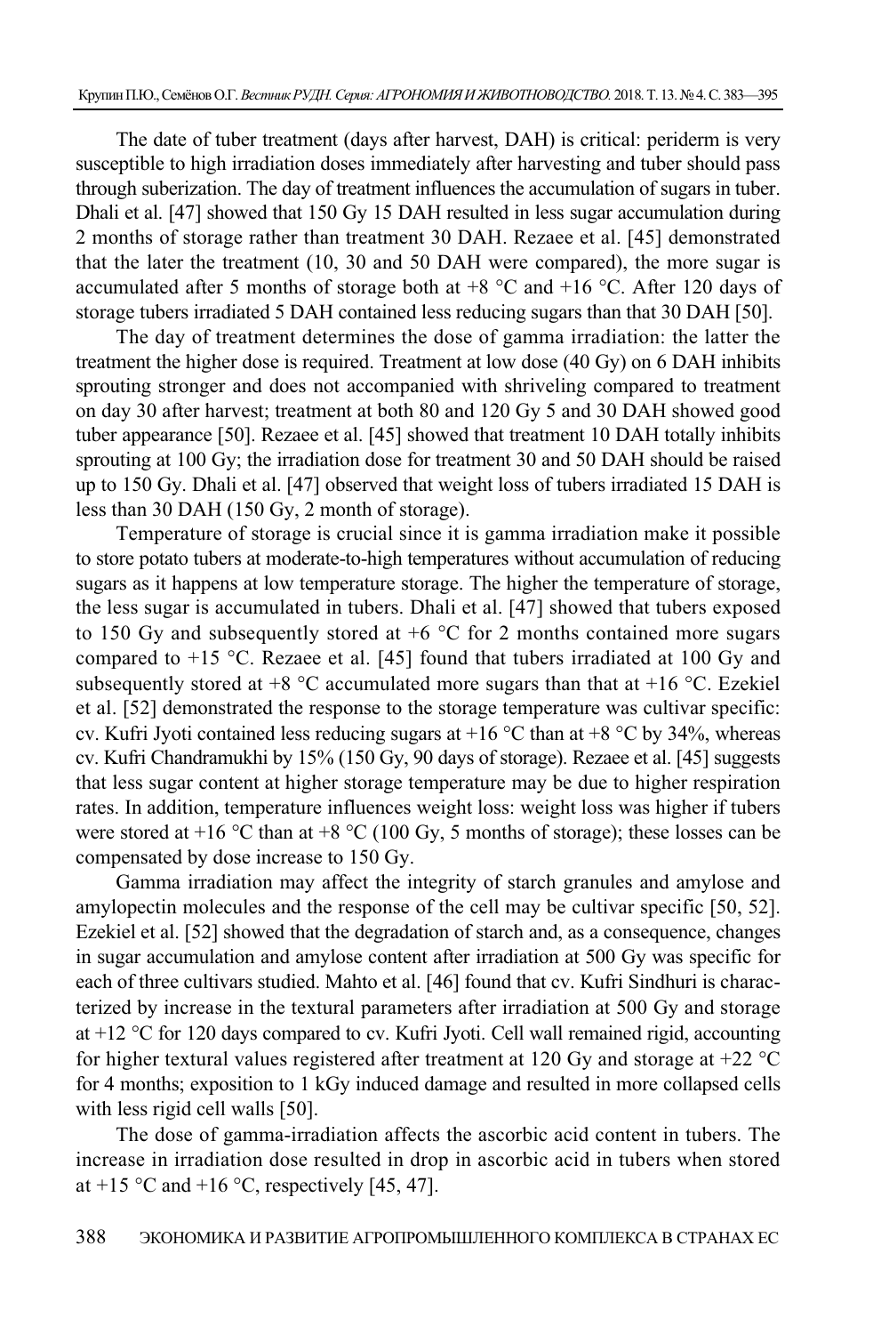The date of tuber treatment (days after harvest, DAH) is critical: periderm is very susceptible to high irradiation doses immediately after harvesting and tuber should pass through suberization. The day of treatment influences the accumulation of sugars in tuber. Dhali et al. [47] showed that 150 Gy 15 DAH resulted in less sugar accumulation during 2 months of storage rather than treatment 30 DAH. Rezaee et al. [45] demonstrated that the later the treatment (10, 30 and 50 DAH were compared), the more sugar is accumulated after 5 months of storage both at +8 °C and +16 °C. After 120 days of storage tubers irradiated 5 DAH contained less reducing sugars than that 30 DAH [50].

The day of treatment determines the dose of gamma irradiation: the latter the treatment the higher dose is required. Treatment at low dose (40 Gy) on 6 DAH inhibits sprouting stronger and does not accompanied with shriveling compared to treatment on day 30 after harvest; treatment at both 80 and 120 Gy 5 and 30 DAH showed good tuber appearance [50]. Rezaee et al. [45] showed that treatment 10 DAH totally inhibits sprouting at 100 Gy; the irradiation dose for treatment 30 and 50 DAH should be raised up to 150 Gy. Dhali et al. [47] observed that weight loss of tubers irradiated 15 DAH is less than 30 DAH (150 Gy, 2 month of storage).

Temperature of storage is crucial since it is gamma irradiation make it possible to store potato tubers at moderate-to-high temperatures without accumulation of reducing sugars as it happens at low temperature storage. The higher the temperature of storage, the less sugar is accumulated in tubers. Dhali et al. [47] showed that tubers exposed to 150 Gy and subsequently stored at +6 °C for 2 months contained more sugars compared to +15 °C. Rezaee et al. [45] found that tubers irradiated at 100 Gy and subsequently stored at +8 °C accumulated more sugars than that at +16 °C. Ezekiel et al. [52] demonstrated the response to the storage temperature was cultivar specific: cv. Kufri Jyoti contained less reducing sugars at +16 °C than at +8 °C by 34%, whereas cv. Kufri Chandramukhi by 15% (150 Gy, 90 days of storage). Rezaee et al. [45] suggests that less sugar content at higher storage temperature may be due to higher respiration rates. In addition, temperature influences weight loss: weight loss was higher if tubers were stored at +16 °C than at +8 °C (100 Gy, 5 months of storage); these losses can be compensated by dose increase to 150 Gy.

Gamma irradiation may affect the integrity of starch granules and amylose and amylopectin molecules and the response of the cell may be cultivar specific [50, 52]. Ezekiel et al. [52] showed that the degradation of starch and, as a consequence, changes in sugar accumulation and amylose content after irradiation at 500 Gy was specific for each of three cultivars studied. Mahto et al. [46] found that cv. Kufri Sindhuri is characterized by increase in the textural parameters after irradiation at 500 Gy and storage at +12 °C for 120 days compared to cv. Kufri Jyoti. Cell wall remained rigid, accounting for higher textural values registered after treatment at 120 Gy and storage at +22 °C for 4 months; exposition to 1 kGy induced damage and resulted in more collapsed cells with less rigid cell walls [50].

The dose of gamma-irradiation affects the ascorbic acid content in tubers. The increase in irradiation dose resulted in drop in ascorbic acid in tubers when stored at +15 °C and +16 °C, respectively [45, 47].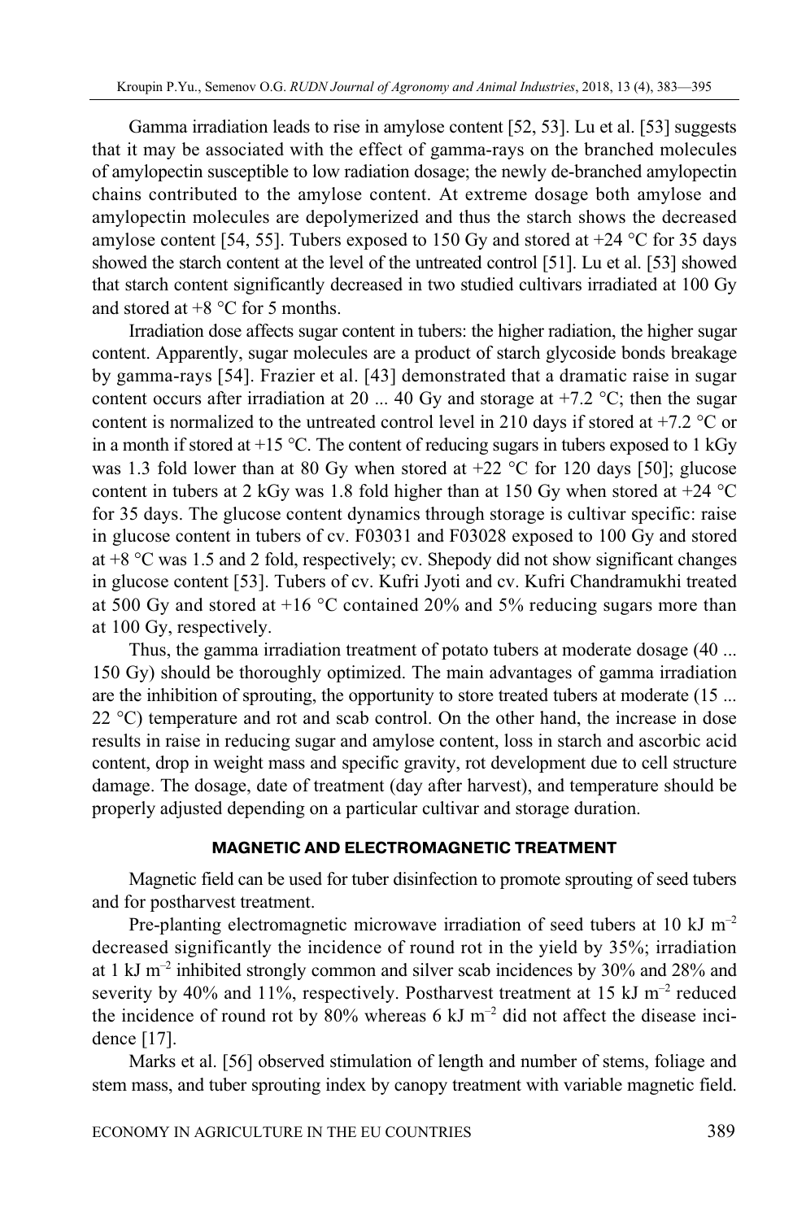Gamma irradiation leads to rise in amylose content [52, 53]. Lu et al. [53] suggests that it may be associated with the effect of gamma-rays on the branched molecules of amylopectin susceptible to low radiation dosage; the newly de-branched amylopectin chains contributed to the amylose content. At extreme dosage both amylose and amylopectin molecules are depolymerized and thus the starch shows the decreased amylose content [54, 55]. Tubers exposed to 150 Gy and stored at +24 °C for 35 days showed the starch content at the level of the untreated control [51]. Lu et al. [53] showed that starch content significantly decreased in two studied cultivars irradiated at 100 Gy and stored at +8 °C for 5 months.

Irradiation dose affects sugar content in tubers: the higher radiation, the higher sugar content. Apparently, sugar molecules are a product of starch glycoside bonds breakage by gamma-rays [54]. Frazier et al. [43] demonstrated that a dramatic raise in sugar content occurs after irradiation at 20 ... 40 Gy and storage at +7.2 °C; then the sugar content is normalized to the untreated control level in 210 days if stored at +7.2 °C or in a month if stored at +15 °C. The content of reducing sugars in tubers exposed to 1 kGy was 1.3 fold lower than at 80 Gy when stored at +22 °C for 120 days [50]; glucose content in tubers at 2 kGy was 1.8 fold higher than at 150 Gy when stored at +24 °C for 35 days. The glucose content dynamics through storage is cultivar specific: raise in glucose content in tubers of cv. F03031 and F03028 exposed to 100 Gy and stored at +8 °C was 1.5 and 2 fold, respectively; cv. Shepody did not show significant changes in glucose content [53]. Tubers of cv. Kufri Jyoti and cv. Kufri Chandramukhi treated at 500 Gy and stored at +16 °C contained 20% and 5% reducing sugars more than at 100 Gy, respectively.

Thus, the gamma irradiation treatment of potato tubers at moderate dosage (40 ... 150 Gy) should be thoroughly optimized. The main advantages of gamma irradiation are the inhibition of sprouting, the opportunity to store treated tubers at moderate (15 ... 22 °C) temperature and rot and scab control. On the other hand, the increase in dose results in raise in reducing sugar and amylose content, loss in starch and ascorbic acid content, drop in weight mass and specific gravity, rot development due to cell structure damage. The dosage, date of treatment (day after harvest), and temperature should be properly adjusted depending on a particular cultivar and storage duration.

## MAGNETIC AND ELECTROMAGNETIC TREATMENT

Magnetic field can be used for tuber disinfection to promote sprouting of seed tubers and for postharvest treatment.

Pre-planting electromagnetic microwave irradiation of seed tubers at 10 kJ $m^{-2}$ decreased significantly the incidence of round rot in the yield by 35%; irradiation at 1 kJ $m^{-2}$ inhibited strongly common and silver scab incidences by 30% and 28% and severity by 40% and 11%, respectively. Postharvest treatment at 15 kJ $m^{-2}$ reduced the incidence of round rot by 80% whereas 6 kJ $m^{-2}$ did not affect the disease incidence [17].

Marks et al. [56] observed stimulation of length and number of stems, foliage and stem mass, and tuber sprouting index by canopy treatment with variable magnetic field.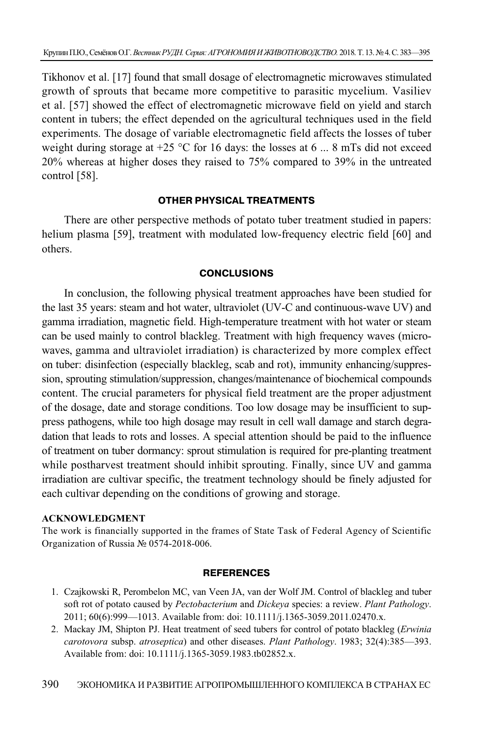Tikhonov et al. [17] found that small dosage of electromagnetic microwaves stimulated growth of sprouts that became more competitive to parasitic mycelium. Vasiliev et al. [57] showed the effect of electromagnetic microwave field on yield and starch content in tubers; the effect depended on the agricultural techniques used in the field experiments. The dosage of variable electromagnetic field affects the losses of tuber weight during storage at +25 °C for 16 days: the losses at 6 ... 8 mTs did not exceed 20% whereas at higher doses they raised to 75% compared to 39% in the untreated control [58].

## OTHER PHYSICAL TREATMENTS

There are other perspective methods of potato tuber treatment studied in papers: helium plasma [59], treatment with modulated low-frequency electric field [60] and others.

## CONCLUSIONS

In conclusion, the following physical treatment approaches have been studied for the last 35 years: steam and hot water, ultraviolet (UV-C and continuous-wave UV) and gamma irradiation, magnetic field. High-temperature treatment with hot water or steam can be used mainly to control blackleg. Treatment with high frequency waves (microwaves, gamma and ultraviolet irradiation) is characterized by more complex effect on tuber: disinfection (especially blackleg, scab and rot), immunity enhancing/suppression, sprouting stimulation/suppression, changes/maintenance of biochemical compounds content. The crucial parameters for physical field treatment are the proper adjustment of the dosage, date and storage conditions. Too low dosage may be insufficient to suppress pathogens, while too high dosage may result in cell wall damage and starch degradation that leads to rots and losses. A special attention should be paid to the influence of treatment on tuber dormancy: sprout stimulation is required for pre-planting treatment while postharvest treatment should inhibit sprouting. Finally, since UV and gamma irradiation are cultivar specific, the treatment technology should be finely adjusted for each cultivar depending on the conditions of growing and storage.

**ACKNOWLEDGMENT**

The work is financially supported in the frames of State Task of Federal Agency of Scientific Organization of Russia № 0574-2018-006.

## REFERENCES

1. Czajkowski R, Perombelon MC, van Veen JA, van der Wolf JM. Control of blackleg and tuber soft rot of potato caused by *Pectobacterium* and *Dickeya* species: a review. *Plant Pathology*. 2011; 60(6):999—1013. Available from: doi: 10.1111/j.1365-3059.2011.02470.x.
2. Mackay JM, Shipton PJ. Heat treatment of seed tubers for control of potato blackleg (*Erwinia carotovora* subsp. *atroseptica*) and other diseases. *Plant Pathology*. 1983; 32(4):385—393. Available from: doi: 10.1111/j.1365-3059.1983.tb02852.x.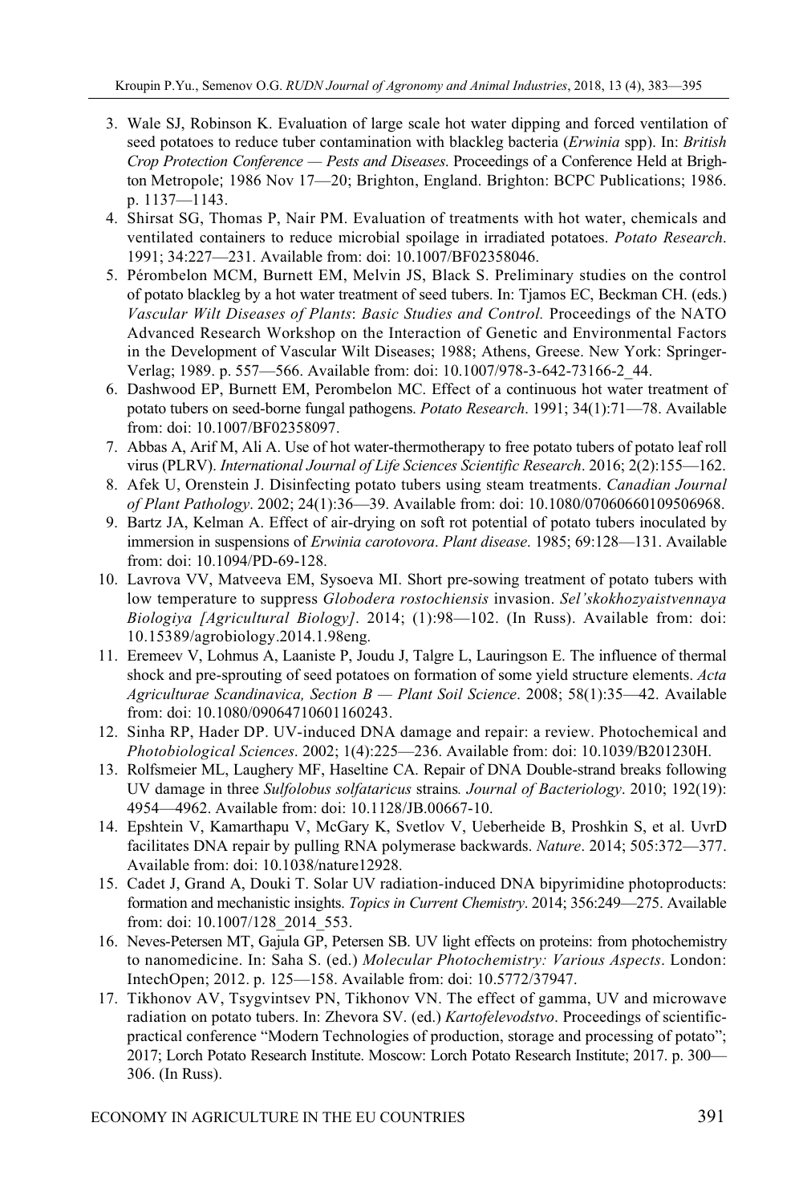3. Wale SJ, Robinson K. Evaluation of large scale hot water dipping and forced ventilation of seed potatoes to reduce tuber contamination with blackleg bacteria (*Erwinia* spp). In: *British Crop Protection Conference — Pests and Diseases*. Proceedings of a Conference Held at Brighton Metropole; 1986 Nov 17—20; Brighton, England. Brighton: BCPC Publications; 1986. p. 1137—1143.
4. Shirsat SG, Thomas P, Nair PM. Evaluation of treatments with hot water, chemicals and ventilated containers to reduce microbial spoilage in irradiated potatoes. *Potato Research*. 1991; 34:227—231. Available from: doi: 10.1007/BF02358046.
5. Pérombelon MCM, Burnett EM, Melvin JS, Black S. Preliminary studies on the control of potato blackleg by a hot water treatment of seed tubers. In: Tjamos EC, Beckman CH. (eds.) *Vascular Wilt Diseases of Plants*: *Basic Studies and Control.* Proceedings of the NATO Advanced Research Workshop on the Interaction of Genetic and Environmental Factors in the Development of Vascular Wilt Diseases; 1988; Athens, Greese. New York: Springer-Verlag; 1989. p. 557—566. Available from: doi: 10.1007/978-3-642-73166-2_44.
6. Dashwood EP, Burnett EM, Perombelon MC. Effect of a continuous hot water treatment of potato tubers on seed-borne fungal pathogens. *Potato Research*. 1991; 34(1):71—78. Available from: doi: 10.1007/BF02358097.
7. Abbas A, Arif M, Ali A. Use of hot water-thermotherapy to free potato tubers of potato leaf roll virus (PLRV). *International Journal of Life Sciences Scientific Research*. 2016; 2(2):155—162.
8. Afek U, Orenstein J. Disinfecting potato tubers using steam treatments. *Canadian Journal of Plant Pathology*. 2002; 24(1):36—39. Available from: doi: 10.1080/07060660109506968.
9. Bartz JA, Kelman A. Effect of air-drying on soft rot potential of potato tubers inoculated by immersion in suspensions of *Erwinia carotovora*. *Plant disease*. 1985; 69:128—131. Available from: doi: 10.1094/PD-69-128.
10. Lavrova VV, Matveeva EM, Sysoeva MI. Short pre-sowing treatment of potato tubers with low temperature to suppress *Globodera rostochiensis* invasion. *Sel'skokhozyaistvennaya Biologiya [Agricultural Biology]*. 2014; (1):98—102. (In Russ). Available from: doi: 10.15389/agrobiology.2014.1.98eng.
11. Eremeev V, Lohmus A, Laaniste P, Joudu J, Talgre L, Lauringson E. The influence of thermal shock and pre-sprouting of seed potatoes on formation of some yield structure elements. *Acta Agriculturae Scandinavica, Section B — Plant Soil Science*. 2008; 58(1):35—42. Available from: doi: 10.1080/09064710601160243.
12. Sinha RP, Hader DP. UV-induced DNA damage and repair: a review. Photochemical and *Photobiological Sciences*. 2002; 1(4):225—236. Available from: doi: 10.1039/B201230H.
13. Rolfsmeier ML, Laughery MF, Haseltine CA. Repair of DNA Double-strand breaks following UV damage in three *Sulfolobus solfataricus* strains*. Journal of Bacteriology*. 2010; 192(19): 4954—4962. Available from: doi: 10.1128/JB.00667-10.
14. Epshtein V, Kamarthapu V, McGary K, Svetlov V, Ueberheide B, Proshkin S, et al. UvrD facilitates DNA repair by pulling RNA polymerase backwards. *Nature*. 2014; 505:372—377. Available from: doi: 10.1038/nature12928.
15. Cadet J, Grand A, Douki T. Solar UV radiation-induced DNA bipyrimidine photoproducts: formation and mechanistic insights. *Topics in Current Chemistry*. 2014; 356:249—275. Available from: doi: 10.1007/128_2014_553.
16. Neves-Petersen MT, Gajula GP, Petersen SB. UV light effects on proteins: from photochemistry to nanomedicine. In: Saha S. (ed.) *Molecular Photochemistry: Various Aspects*. London: IntechOpen; 2012. p. 125—158. Available from: doi: 10.5772/37947.
17. Tikhonov AV, Tsygvintsev PN, Tikhonov VN. The effect of gamma, UV and microwave radiation on potato tubers. In: Zhevora SV. (ed.) *Kartofelevodstvo*. Proceedings of scientific-practical conference "Modern Technologies of production, storage and processing of potato"; 2017; Lorch Potato Research Institute. Moscow: Lorch Potato Research Institute; 2017. p. 300—306. (In Russ).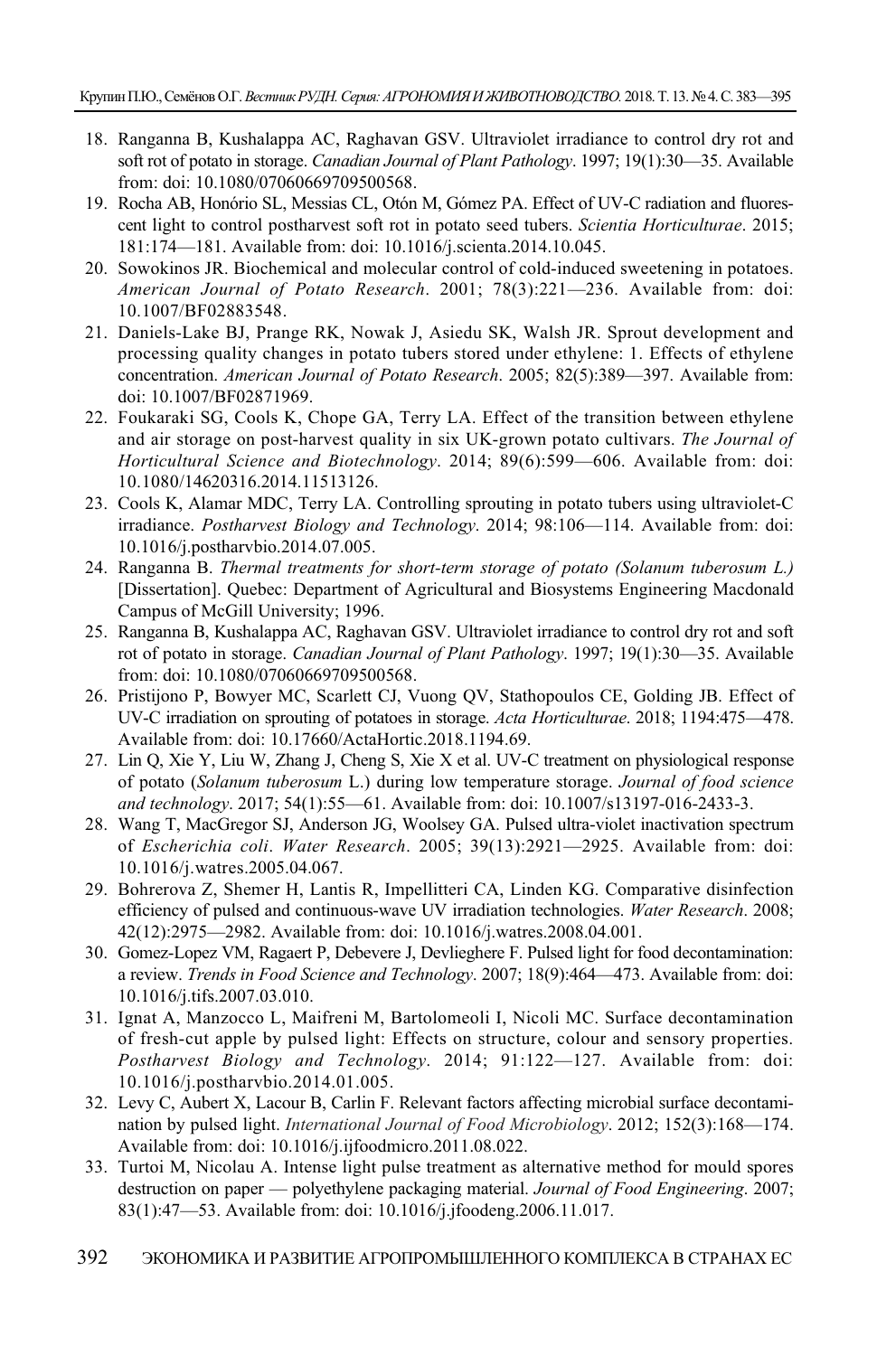18. Ranganna B, Kushalappa AC, Raghavan GSV. Ultraviolet irradiance to control dry rot and soft rot of potato in storage. *Canadian Journal of Plant Pathology*. 1997; 19(1):30—35. Available from: doi: 10.1080/07060669709500568.
19. Rocha AB, Honório SL, Messias CL, Otón M, Gómez PA. Effect of UV-C radiation and fluorescent light to control postharvest soft rot in potato seed tubers. *Scientia Horticulturae*. 2015; 181:174—181. Available from: doi: 10.1016/j.scienta.2014.10.045.
20. Sowokinos JR. Biochemical and molecular control of cold-induced sweetening in potatoes. *American Journal of Potato Research*. 2001; 78(3):221—236. Available from: doi: 10.1007/BF02883548.
21. Daniels-Lake BJ, Prange RK, Nowak J, Asiedu SK, Walsh JR. Sprout development and processing quality changes in potato tubers stored under ethylene: 1. Effects of ethylene concentration. *American Journal of Potato Research*. 2005; 82(5):389—397. Available from: doi: 10.1007/BF02871969.
22. Foukaraki SG, Cools K, Chope GA, Terry LA. Effect of the transition between ethylene and air storage on post-harvest quality in six UK-grown potato cultivars. *The Journal of Horticultural Science and Biotechnology*. 2014; 89(6):599—606. Available from: doi: 10.1080/14620316.2014.11513126.
23. Cools K, Alamar MDC, Terry LA. Controlling sprouting in potato tubers using ultraviolet-C irradiance. *Postharvest Biology and Technology*. 2014; 98:106—114. Available from: doi: 10.1016/j.postharvbio.2014.07.005.
24. Ranganna B. *Thermal treatments for short-term storage of potato (Solanum tuberosum L.)* [Dissertation]. Quebec: Department of Agricultural and Biosystems Engineering Macdonald Campus of McGill University; 1996.
25. Ranganna B, Kushalappa AC, Raghavan GSV. Ultraviolet irradiance to control dry rot and soft rot of potato in storage. *Canadian Journal of Plant Pathology*. 1997; 19(1):30—35. Available from: doi: 10.1080/07060669709500568.
26. Pristijono P, Bowyer MC, Scarlett CJ, Vuong QV, Stathopoulos CE, Golding JB. Effect of UV-C irradiation on sprouting of potatoes in storage. *Acta Horticulturae*. 2018; 1194:475—478. Available from: doi: 10.17660/ActaHortic.2018.1194.69.
27. Lin Q, Xie Y, Liu W, Zhang J, Cheng S, Xie X et al. UV-C treatment on physiological response of potato (*Solanum tuberosum* L.) during low temperature storage. *Journal of food science and technology*. 2017; 54(1):55—61. Available from: doi: 10.1007/s13197-016-2433-3.
28. Wang T, MacGregor SJ, Anderson JG, Woolsey GA. Pulsed ultra-violet inactivation spectrum of *Escherichia coli*. *Water Research*. 2005; 39(13):2921—2925. Available from: doi: 10.1016/j.watres.2005.04.067.
29. Bohrerova Z, Shemer H, Lantis R, Impellitteri CA, Linden KG. Comparative disinfection efficiency of pulsed and continuous-wave UV irradiation technologies. *Water Research*. 2008; 42(12):2975—2982. Available from: doi: 10.1016/j.watres.2008.04.001.
30. Gomez-Lopez VM, Ragaert P, Debevere J, Devlieghere F. Pulsed light for food decontamination: a review. *Trends in Food Science and Technology*. 2007; 18(9):464—473. Available from: doi: 10.1016/j.tifs.2007.03.010.
31. Ignat A, Manzocco L, Maifreni M, Bartolomeoli I, Nicoli MC. Surface decontamination of fresh-cut apple by pulsed light: Effects on structure, colour and sensory properties. *Postharvest Biology and Technology*. 2014; 91:122—127. Available from: doi: 10.1016/j.postharvbio.2014.01.005.
32. Levy C, Aubert X, Lacour B, Carlin F. Relevant factors affecting microbial surface decontamination by pulsed light. *International Journal of Food Microbiology*. 2012; 152(3):168—174. Available from: doi: 10.1016/j.ijfoodmicro.2011.08.022.
33. Turtoi M, Nicolau A. Intense light pulse treatment as alternative method for mould spores destruction on paper — polyethylene packaging material. *Journal of Food Engineering*. 2007; 83(1):47—53. Available from: doi: 10.1016/j.jfoodeng.2006.11.017.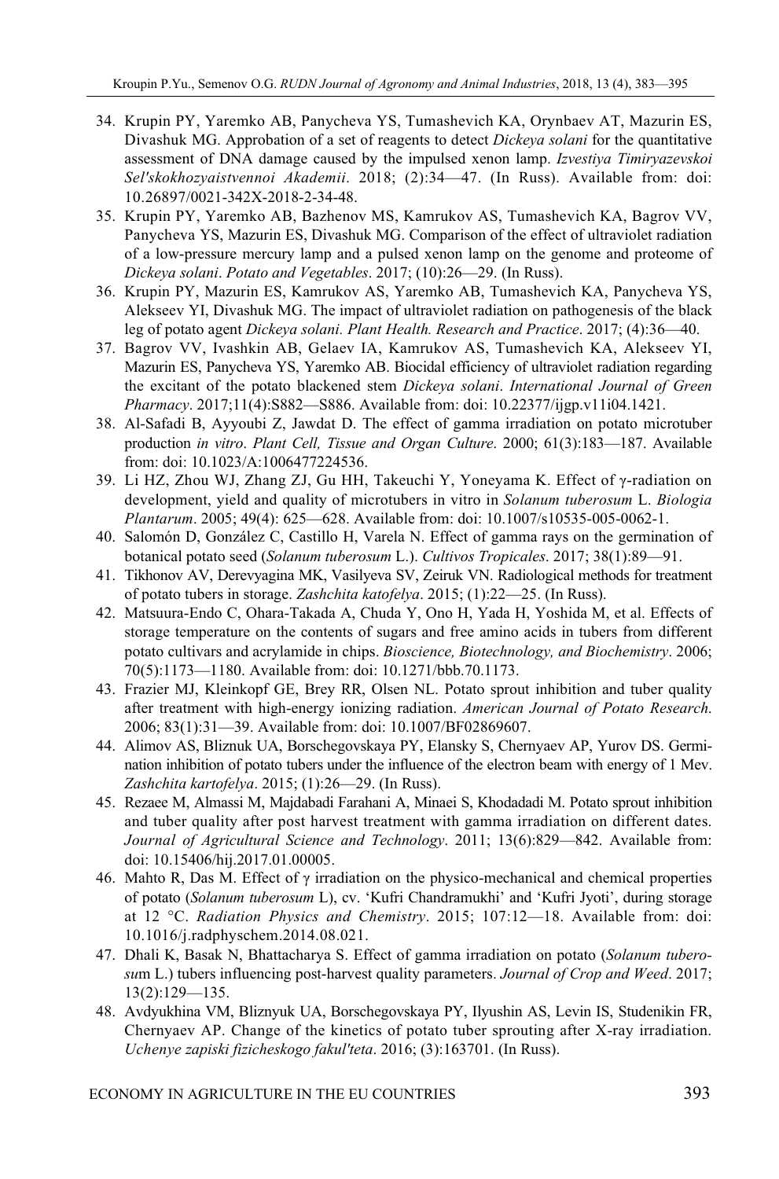34. Krupin PY, Yaremko AB, Panycheva YS, Tumashevich KA, Orynbaev AT, Mazurin ES, Divashuk MG. Approbation of a set of reagents to detect *Dickeya solani* for the quantitative assessment of DNA damage caused by the impulsed xenon lamp. *Izvestiya Timiryazevskoi Sel'skokhozyaistvennoi Akademii*. 2018; (2):34—47. (In Russ). Available from: doi: 10.26897/0021-342X-2018-2-34-48.
35. Krupin PY, Yaremko AB, Bazhenov MS, Kamrukov AS, Tumashevich KA, Bagrov VV, Panycheva YS, Mazurin ES, Divashuk MG. Comparison of the effect of ultraviolet radiation of a low-pressure mercury lamp and a pulsed xenon lamp on the genome and proteome of *Dickeya solani*. *Potato and Vegetables*. 2017; (10):26—29. (In Russ).
36. Krupin PY, Mazurin ES, Kamrukov AS, Yaremko AB, Tumashevich KA, Panycheva YS, Alekseev YI, Divashuk MG. The impact of ultraviolet radiation on pathogenesis of the black leg of potato agent *Dickeya solani. Plant Health. Research and Practice*. 2017; (4):36—40.
37. Bagrov VV, Ivashkin AB, Gelaev IA, Kamrukov AS, Tumashevich KA, Alekseev YI, Mazurin ES, Panycheva YS, Yaremko AB. Biocidal efficiency of ultraviolet radiation regarding the excitant of the potato blackened stem *Dickeya solani*. *International Journal of Green Pharmacy*. 2017;11(4):S882—S886. Available from: doi: 10.22377/ijgp.v11i04.1421.
38. Al-Safadi B, Ayyoubi Z, Jawdat D. The effect of gamma irradiation on potato microtuber production *in vitro*. *Plant Cell, Tissue and Organ Culture*. 2000; 61(3):183—187. Available from: doi: 10.1023/A:1006477224536.
39. Li HZ, Zhou WJ, Zhang ZJ, Gu HH, Takeuchi Y, Yoneyama K. Effect of γ-radiation on development, yield and quality of microtubers in vitro in *Solanum tuberosum* L. *Biologia Plantarum*. 2005; 49(4): 625—628. Available from: doi: 10.1007/s10535-005-0062-1.
40. Salomón D, González C, Castillo H, Varela N. Effect of gamma rays on the germination of botanical potato seed (*Solanum tuberosum* L.). *Cultivos Tropicales*. 2017; 38(1):89—91.
41. Tikhonov AV, Derevyagina MK, Vasilyeva SV, Zeiruk VN. Radiological methods for treatment of potato tubers in storage. *Zashchita katofelya*. 2015; (1):22—25. (In Russ).
42. Matsuura-Endo C, Ohara-Takada A, Chuda Y, Ono H, Yada H, Yoshida M, et al. Effects of storage temperature on the contents of sugars and free amino acids in tubers from different potato cultivars and acrylamide in chips. *Bioscience, Biotechnology, and Biochemistry*. 2006; 70(5):1173—1180. Available from: doi: 10.1271/bbb.70.1173.
43. Frazier MJ, Kleinkopf GE, Brey RR, Olsen NL. Potato sprout inhibition and tuber quality after treatment with high-energy ionizing radiation. *American Journal of Potato Research.* 2006; 83(1):31—39. Available from: doi: 10.1007/BF02869607.
44. Alimov AS, Bliznuk UA, Borschegovskaya PY, Elansky S, Chernyaev AP, Yurov DS. Germination inhibition of potato tubers under the influence of the electron beam with energy of 1 Mev. *Zashchita kartofelya*. 2015; (1):26—29. (In Russ).
45. Rezaee M, Almassi M, Majdabadi Farahani A, Minaei S, Khodadadi M. Potato sprout inhibition and tuber quality after post harvest treatment with gamma irradiation on different dates. *Journal of Agricultural Science and Technology*. 2011; 13(6):829—842. Available from: doi: 10.15406/hij.2017.01.00005.
46. Mahto R, Das M. Effect of γ irradiation on the physico-mechanical and chemical properties of potato (*Solanum tuberosum* L), cv. 'Kufri Chandramukhi' and 'Kufri Jyoti', during storage at 12 °C. *Radiation Physics and Chemistry*. 2015; 107:12—18. Available from: doi: 10.1016/j.radphyschem.2014.08.021.
47. Dhali K, Basak N, Bhattacharya S. Effect of gamma irradiation on potato (*Solanum tuberosum* L.) tubers influencing post-harvest quality parameters. *Journal of Crop and Weed*. 2017; 13(2):129—135.
48. Avdyukhina VM, Bliznyuk UA, Borschegovskaya PY, Ilyushin AS, Levin IS, Studenikin FR, Chernyaev AP. Change of the kinetics of potato tuber sprouting after X-ray irradiation. *Uchenye zapiski fizicheskogo fakul'teta*. 2016; (3):163701. (In Russ).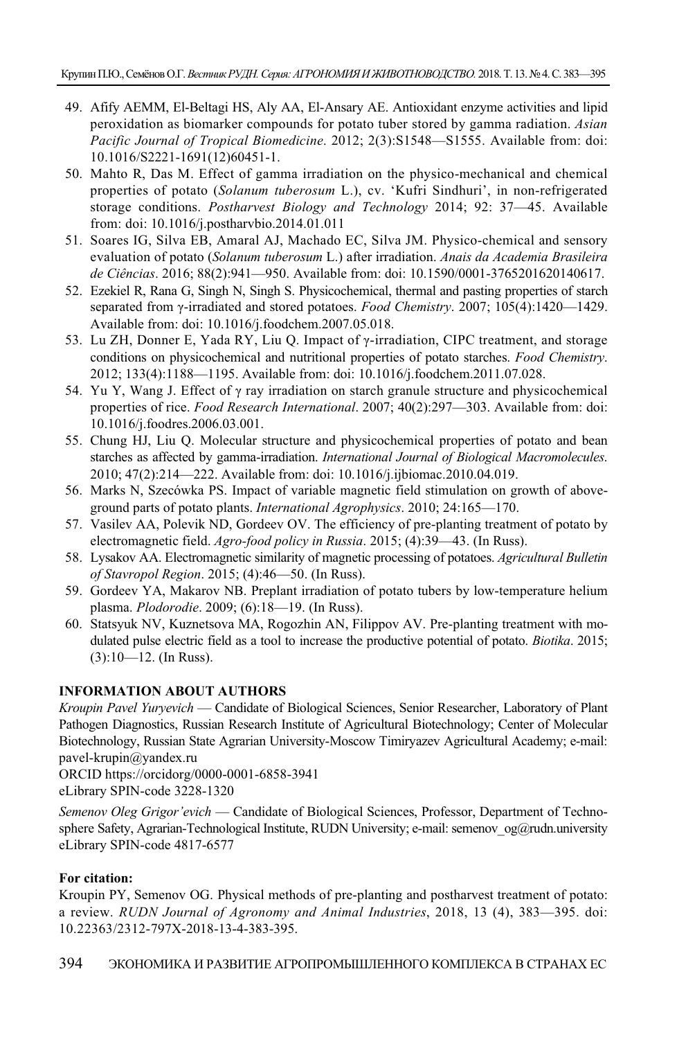49. Afify AEMM, El-Beltagi HS, Aly AA, El-Ansary AE. Antioxidant enzyme activities and lipid peroxidation as biomarker compounds for potato tuber stored by gamma radiation. *Asian Pacific Journal of Tropical Biomedicine*. 2012; 2(3):S1548—S1555. Available from: doi: 10.1016/S2221-1691(12)60451-1.
50. Mahto R, Das M. Effect of gamma irradiation on the physico-mechanical and chemical properties of potato (*Solanum tuberosum* L.), cv. 'Kufri Sindhuri', in non-refrigerated storage conditions. *Postharvest Biology and Technology* 2014; 92: 37—45. Available from: doi: 10.1016/j.postharvbio.2014.01.011
51. Soares IG, Silva EB, Amaral AJ, Machado EC, Silva JM. Physico-chemical and sensory evaluation of potato (*Solanum tuberosum* L.) after irradiation. *Anais da Academia Brasileira de Ciências*. 2016; 88(2):941—950. Available from: doi: 10.1590/0001-3765201620140617.
52. Ezekiel R, Rana G, Singh N, Singh S. Physicochemical, thermal and pasting properties of starch separated from γ-irradiated and stored potatoes. *Food Chemistry*. 2007; 105(4):1420—1429. Available from: doi: 10.1016/j.foodchem.2007.05.018.
53. Lu ZH, Donner E, Yada RY, Liu Q. Impact of γ-irradiation, CIPC treatment, and storage conditions on physicochemical and nutritional properties of potato starches. *Food Chemistry*. 2012; 133(4):1188—1195. Available from: doi: 10.1016/j.foodchem.2011.07.028.
54. Yu Y, Wang J. Effect of γ ray irradiation on starch granule structure and physicochemical properties of rice. *Food Research International*. 2007; 40(2):297—303. Available from: doi: 10.1016/j.foodres.2006.03.001.
55. Chung HJ, Liu Q. Molecular structure and physicochemical properties of potato and bean starches as affected by gamma-irradiation. *International Journal of Biological Macromolecules*. 2010; 47(2):214—222. Available from: doi: 10.1016/j.ijbiomac.2010.04.019.
56. Marks N, Szecówka PS. Impact of variable magnetic field stimulation on growth of above-ground parts of potato plants. *International Agrophysics*. 2010; 24:165—170.
57. Vasilev AA, Polevik ND, Gordeev OV. The efficiency of pre-planting treatment of potato by electromagnetic field. *Agro-food policy in Russia*. 2015; (4):39—43. (In Russ).
58. Lysakov AA. Electromagnetic similarity of magnetic processing of potatoes. *Agricultural Bulletin of Stavropol Region*. 2015; (4):46—50. (In Russ).
59. Gordeev YA, Makarov NB. Preplant irradiation of potato tubers by low-temperature helium plasma. *Plodorodie*. 2009; (6):18—19. (In Russ).
60. Statsyuk NV, Kuznetsova MA, Rogozhin AN, Filippov AV. Pre-planting treatment with modulated pulse electric field as a tool to increase the productive potential of potato. *Biotika*. 2015; (3):10—12. (In Russ).

**INFORMATION ABOUT AUTHORS**

*Kroupin Pavel Yuryevich* — Candidate of Biological Sciences, Senior Researcher, Laboratory of Plant Pathogen Diagnostics, Russian Research Institute of Agricultural Biotechnology; Center of Molecular Biotechnology, Russian State Agrarian University-Moscow Timiryazev Agricultural Academy; e-mail: pavel-krupin@yandex.ru
ORCID https://orcidorg/0000-0001-6858-3941
eLibrary SPIN-code 3228-1320

*Semenov Oleg Grigor'evich* — Candidate of Biological Sciences, Professor, Department of Technosphere Safety, Agrarian-Technological Institute, RUDN University; e-mail: semenov_og@rudn.university
eLibrary SPIN-code 4817-6577

**For citation:**

Kroupin PY, Semenov OG. Physical methods of pre-planting and postharvest treatment of potato: a review. *RUDN Journal of Agronomy and Animal Industries*, 2018, 13 (4), 383—395. doi: 10.22363/2312-797X-2018-13-4-383-395.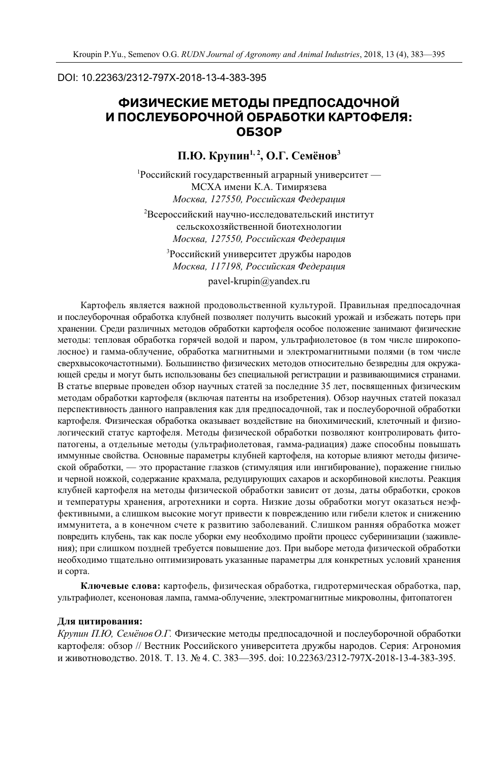DOI: 10.22363/2312-797X-2018-13-4-383-395

# ФИЗИЧЕСКИЕ МЕТОДЫ ПРЕДПОСАДОЧНОЙ И ПОСЛЕУБОРОЧНОЙ ОБРАБОТКИ КАРТОФЕЛЯ: ОБЗОР

**П.Ю. Крупин[1, 2], О.Г. Семёнов[3]**

[1]Российский государственный аграрный университет — МСХА имени К.А. Тимирязева
*Москва, 127550, Российская Федерация*

[2]Всероссийский научно-исследовательский институт сельскохозяйственной биотехнологии
*Москва, 127550, Российская Федерация*

[3]Российский университет дружбы народов
*Москва, 117198, Российская Федерация*

pavel-krupin@yandex.ru

Картофель является важной продовольственной культурой. Правильная предпосадочная и послеуборочная обработка клубней позволяет получить высокий урожай и избежать потерь при хранении. Среди различных методов обработки картофеля особое положение занимают физические методы: тепловая обработка горячей водой и паром, ультрафиолетовое (в том числе широкополосное) и гамма-облучение, обработка магнитными и электромагнитными полями (в том числе сверхвысокочастотными). Большинство физических методов относительно безвредны для окружающей среды и могут быть использованы без специальной регистрации и развивающимися странами. В статье впервые проведен обзор научных статей за последние 35 лет, посвященных физическим методам обработки картофеля (включая патенты на изобретения). Обзор научных статей показал перспективность данного направления как для предпосадочной, так и послеуборочной обработки картофеля. Физическая обработка оказывает воздействие на биохимический, клеточный и физиологический статус картофеля. Методы физической обработки позволяют контролировать фитопатогены, а отдельные методы (ультрафиолетовая, гамма-радиация) даже способны повышать иммунные свойства. Основные параметры клубней картофеля, на которые влияют методы физической обработки, — это прорастание глазков (стимуляция или ингибирование), поражение гнилью и черной ножкой, содержание крахмала, редуцирующих сахаров и аскорбиновой кислоты. Реакция клубней картофеля на методы физической обработки зависит от дозы, даты обработки, сроков и температуры хранения, агротехники и сорта. Низкие дозы обработки могут оказаться неэффективными, а слишком высокие могут привести к повреждению или гибели клеток и снижению иммунитета, а в конечном счете к развитию заболеваний. Слишком ранняя обработка может повредить клубень, так как после уборки ему необходимо пройти процесс суберинизации (заживления); при слишком поздней требуется повышение доз. При выборе метода физической обработки необходимо тщательно оптимизировать указанные параметры для конкретных условий хранения и сорта.

**Ключевые слова:** картофель, физическая обработка, гидротермическая обработка, пар, ультрафиолет, ксеноновая лампа, гамма-облучение, электромагнитные микроволны, фитопатоген

**Для цитирования:**

*Крупин П.Ю, Семёнов О.Г.* Физические методы предпосадочной и послеуборочной обработки картофеля: обзор // Вестник Российского университета дружбы народов. Серия: Агрономия и животноводство. 2018. Т. 13. № 4. С. 383—395. doi: 10.22363/2312-797X-2018-13-4-383-395.